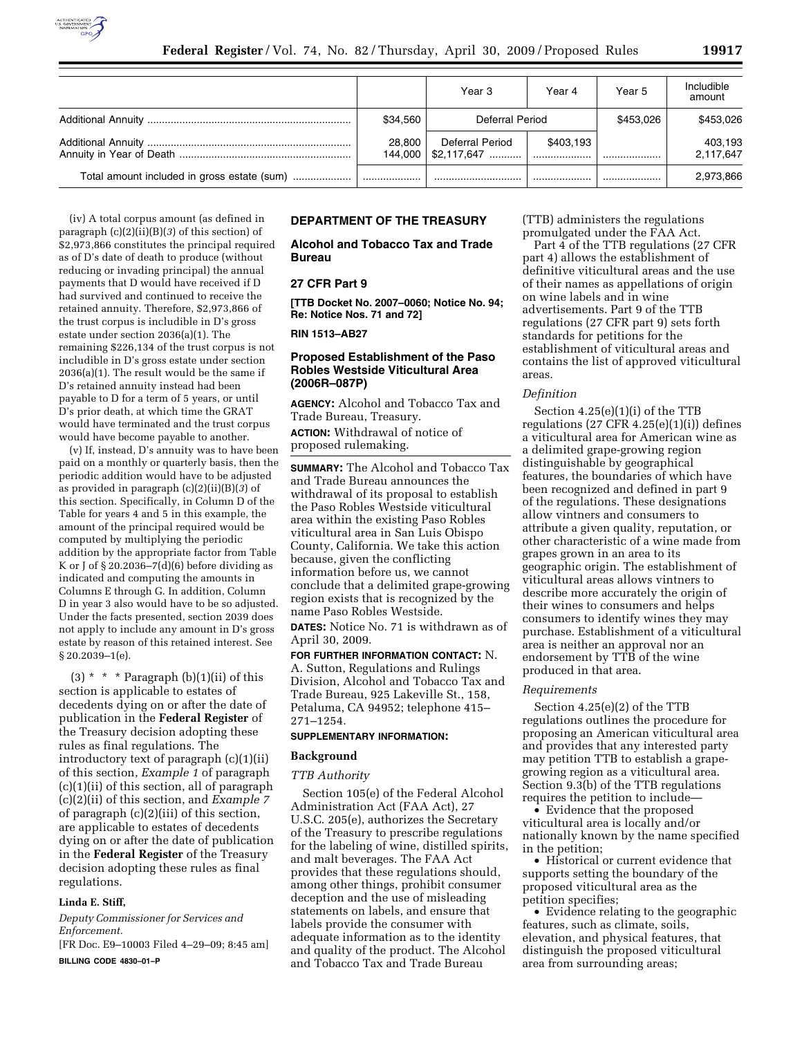| | | Year 3 | Year 4 | Year 5 | Includible amount |
|---|---|---|---|---|---|
| Additional Annuity | $34,560 | Deferral Period | | $453,026 | $453,026 |
| Additional Annuity<br>Annuity in Year of Death | 28,800<br>144,000 | Deferral Period<br>$2,117,647 | $403,193 | | 403,193<br>2,117,647 |
| Total amount included in gross estate (sum) | | | | | 2,973,866 |

(iv) A total corpus amount (as defined in paragraph (c)(2)(ii)(B)(*3*) of this section) of $2,973,866 constitutes the principal required as of D's date of death to produce (without reducing or invading principal) the annual payments that D would have received if D had survived and continued to receive the retained annuity. Therefore, $2,973,866 of the trust corpus is includible in D's gross estate under section 2036(a)(1). The remaining $226,134 of the trust corpus is not includible in D's gross estate under section 2036(a)(1). The result would be the same if D's retained annuity instead had been payable to D for a term of 5 years, or until D's prior death, at which time the GRAT would have terminated and the trust corpus would have become payable to another.

(v) If, instead, D's annuity was to have been paid on a monthly or quarterly basis, then the periodic addition would have to be adjusted as provided in paragraph (c)(2)(ii)(B)(*3*) of this section. Specifically, in Column D of the Table for years 4 and 5 in this example, the amount of the principal required would be computed by multiplying the periodic addition by the appropriate factor from Table K or J of § 20.2036–7(d)(6) before dividing as indicated and computing the amounts in Columns E through G. In addition, Column D in year 3 also would have to be so adjusted. Under the facts presented, section 2039 does not apply to include any amount in D's gross estate by reason of this retained interest. See § 20.2039–1(e).

(3) * * * Paragraph (b)(1)(ii) of this section is applicable to estates of decedents dying on or after the date of publication in the **Federal Register** of the Treasury decision adopting these rules as final regulations. The introductory text of paragraph (c)(1)(ii) of this section, *Example 1* of paragraph (c)(1)(ii) of this section, all of paragraph (c)(2)(ii) of this section, and *Example 7* of paragraph (c)(2)(iii) of this section, are applicable to estates of decedents dying on or after the date of publication in the **Federal Register** of the Treasury decision adopting these rules as final regulations.

**Linda E. Stiff,**

*Deputy Commissioner for Services and Enforcement.*

[FR Doc. E9–10003 Filed 4–29–09; 8:45 am]

**BILLING CODE 4830–01–P**

## DEPARTMENT OF THE TREASURY

### Alcohol and Tobacco Tax and Trade Bureau

### 27 CFR Part 9

**[TTB Docket No. 2007–0060; Notice No. 94; Re: Notice Nos. 71 and 72]**

**RIN 1513–AB27**

### Proposed Establishment of the Paso Robles Westside Viticultural Area (2006R–087P)

**AGENCY:** Alcohol and Tobacco Tax and Trade Bureau, Treasury.

**ACTION:** Withdrawal of notice of proposed rulemaking.

**SUMMARY:** The Alcohol and Tobacco Tax and Trade Bureau announces the withdrawal of its proposal to establish the Paso Robles Westside viticultural area within the existing Paso Robles viticultural area in San Luis Obispo County, California. We take this action because, given the conflicting information before us, we cannot conclude that a delimited grape-growing region exists that is recognized by the name Paso Robles Westside.

**DATES:** Notice No. 71 is withdrawn as of April 30, 2009.

**FOR FURTHER INFORMATION CONTACT:** N. A. Sutton, Regulations and Rulings Division, Alcohol and Tobacco Tax and Trade Bureau, 925 Lakeville St., 158, Petaluma, CA 94952; telephone 415–271–1254.

**SUPPLEMENTARY INFORMATION:**

### Background

*TTB Authority*

Section 105(e) of the Federal Alcohol Administration Act (FAA Act), 27 U.S.C. 205(e), authorizes the Secretary of the Treasury to prescribe regulations for the labeling of wine, distilled spirits, and malt beverages. The FAA Act provides that these regulations should, among other things, prohibit consumer deception and the use of misleading statements on labels, and ensure that labels provide the consumer with adequate information as to the identity and quality of the product. The Alcohol and Tobacco Tax and Trade Bureau (TTB) administers the regulations promulgated under the FAA Act.

Part 4 of the TTB regulations (27 CFR part 4) allows the establishment of definitive viticultural areas and the use of their names as appellations of origin on wine labels and in wine advertisements. Part 9 of the TTB regulations (27 CFR part 9) sets forth standards for petitions for the establishment of viticultural areas and contains the list of approved viticultural areas.

*Definition*

Section 4.25(e)(1)(i) of the TTB regulations (27 CFR 4.25(e)(1)(i)) defines a viticultural area for American wine as a delimited grape-growing region distinguishable by geographical features, the boundaries of which have been recognized and defined in part 9 of the regulations. These designations allow vintners and consumers to attribute a given quality, reputation, or other characteristic of a wine made from grapes grown in an area to its geographic origin. The establishment of viticultural areas allows vintners to describe more accurately the origin of their wines to consumers and helps consumers to identify wines they may purchase. Establishment of a viticultural area is neither an approval nor an endorsement by TTB of the wine produced in that area.

*Requirements*

Section 4.25(e)(2) of the TTB regulations outlines the procedure for proposing an American viticultural area and provides that any interested party may petition TTB to establish a grape-growing region as a viticultural area. Section 9.3(b) of the TTB regulations requires the petition to include—

- Evidence that the proposed viticultural area is locally and/or nationally known by the name specified in the petition;
- Historical or current evidence that supports setting the boundary of the proposed viticultural area as the petition specifies;
- Evidence relating to the geographic features, such as climate, soils, elevation, and physical features, that distinguish the proposed viticultural area from surrounding areas;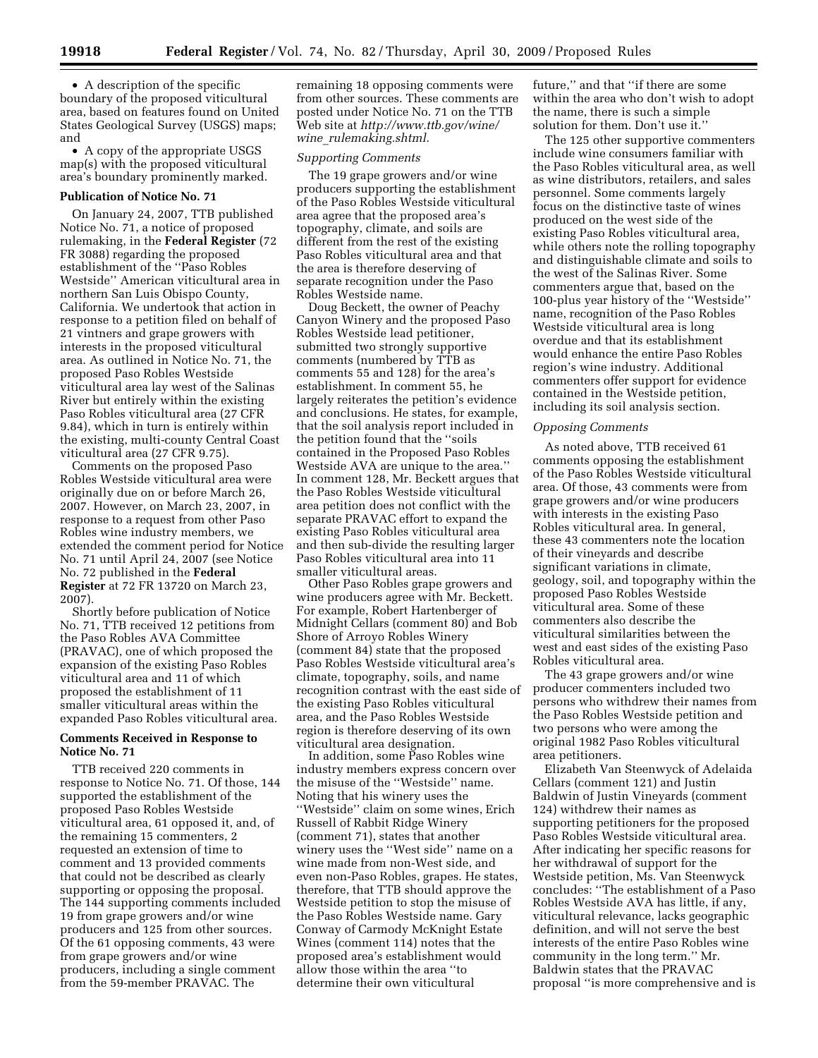- A description of the specific boundary of the proposed viticultural area, based on features found on United States Geological Survey (USGS) maps; and
- A copy of the appropriate USGS map(s) with the proposed viticultural area's boundary prominently marked.

**Publication of Notice No. 71**

On January 24, 2007, TTB published Notice No. 71, a notice of proposed rulemaking, in the **Federal Register** (72 FR 3088) regarding the proposed establishment of the ''Paso Robles Westside'' American viticultural area in northern San Luis Obispo County, California. We undertook that action in response to a petition filed on behalf of 21 vintners and grape growers with interests in the proposed viticultural area. As outlined in Notice No. 71, the proposed Paso Robles Westside viticultural area lay west of the Salinas River but entirely within the existing Paso Robles viticultural area (27 CFR 9.84), which in turn is entirely within the existing, multi-county Central Coast viticultural area (27 CFR 9.75).

Comments on the proposed Paso Robles Westside viticultural area were originally due on or before March 26, 2007. However, on March 23, 2007, in response to a request from other Paso Robles wine industry members, we extended the comment period for Notice No. 71 until April 24, 2007 (see Notice No. 72 published in the **Federal Register** at 72 FR 13720 on March 23, 2007).

Shortly before publication of Notice No. 71, TTB received 12 petitions from the Paso Robles AVA Committee (PRAVAC), one of which proposed the expansion of the existing Paso Robles viticultural area and 11 of which proposed the establishment of 11 smaller viticultural areas within the expanded Paso Robles viticultural area.

**Comments Received in Response to Notice No. 71**

TTB received 220 comments in response to Notice No. 71. Of those, 144 supported the establishment of the proposed Paso Robles Westside viticultural area, 61 opposed it, and, of the remaining 15 commenters, 2 requested an extension of time to comment and 13 provided comments that could not be described as clearly supporting or opposing the proposal. The 144 supporting comments included 19 from grape growers and/or wine producers and 125 from other sources. Of the 61 opposing comments, 43 were from grape growers and/or wine producers, including a single comment from the 59-member PRAVAC. The remaining 18 opposing comments were from other sources. These comments are posted under Notice No. 71 on the TTB Web site at *http://www.ttb.gov/wine/wine_rulemaking.shtml.*

*Supporting Comments*

The 19 grape growers and/or wine producers supporting the establishment of the Paso Robles Westside viticultural area agree that the proposed area's topography, climate, and soils are different from the rest of the existing Paso Robles viticultural area and that the area is therefore deserving of separate recognition under the Paso Robles Westside name.

Doug Beckett, the owner of Peachy Canyon Winery and the proposed Paso Robles Westside lead petitioner, submitted two strongly supportive comments (numbered by TTB as comments 55 and 128) for the area's establishment. In comment 55, he largely reiterates the petition's evidence and conclusions. He states, for example, that the soil analysis report included in the petition found that the ''soils contained in the Proposed Paso Robles Westside AVA are unique to the area.'' In comment 128, Mr. Beckett argues that the Paso Robles Westside viticultural area petition does not conflict with the separate PRAVAC effort to expand the existing Paso Robles viticultural area and then sub-divide the resulting larger Paso Robles viticultural area into 11 smaller viticultural areas.

Other Paso Robles grape growers and wine producers agree with Mr. Beckett. For example, Robert Hartenberger of Midnight Cellars (comment 80) and Bob Shore of Arroyo Robles Winery (comment 84) state that the proposed Paso Robles Westside viticultural area's climate, topography, soils, and name recognition contrast with the east side of the existing Paso Robles viticultural area, and the Paso Robles Westside region is therefore deserving of its own viticultural area designation.

In addition, some Paso Robles wine industry members express concern over the misuse of the ''Westside'' name. Noting that his winery uses the ''Westside'' claim on some wines, Erich Russell of Rabbit Ridge Winery (comment 71), states that another winery uses the ''West side'' name on a wine made from non-West side, and even non-Paso Robles, grapes. He states, therefore, that TTB should approve the Westside petition to stop the misuse of the Paso Robles Westside name. Gary Conway of Carmody McKnight Estate Wines (comment 114) notes that the proposed area's establishment would allow those within the area ''to determine their own viticultural future,'' and that ''if there are some within the area who don't wish to adopt the name, there is such a simple solution for them. Don't use it.''

The 125 other supportive commenters include wine consumers familiar with the Paso Robles viticultural area, as well as wine distributors, retailers, and sales personnel. Some comments largely focus on the distinctive taste of wines produced on the west side of the existing Paso Robles viticultural area, while others note the rolling topography and distinguishable climate and soils to the west of the Salinas River. Some commenters argue that, based on the 100-plus year history of the ''Westside'' name, recognition of the Paso Robles Westside viticultural area is long overdue and that its establishment would enhance the entire Paso Robles region's wine industry. Additional commenters offer support for evidence contained in the Westside petition, including its soil analysis section.

*Opposing Comments*

As noted above, TTB received 61 comments opposing the establishment of the Paso Robles Westside viticultural area. Of those, 43 comments were from grape growers and/or wine producers with interests in the existing Paso Robles viticultural area. In general, these 43 commenters note the location of their vineyards and describe significant variations in climate, geology, soil, and topography within the proposed Paso Robles Westside viticultural area. Some of these commenters also describe the viticultural similarities between the west and east sides of the existing Paso Robles viticultural area.

The 43 grape growers and/or wine producer commenters included two persons who withdrew their names from the Paso Robles Westside petition and two persons who were among the original 1982 Paso Robles viticultural area petitioners.

Elizabeth Van Steenwyck of Adelaida Cellars (comment 121) and Justin Baldwin of Justin Vineyards (comment 124) withdrew their names as supporting petitioners for the proposed Paso Robles Westside viticultural area. After indicating her specific reasons for her withdrawal of support for the Westside petition, Ms. Van Steenwyck concludes: ''The establishment of a Paso Robles Westside AVA has little, if any, viticultural relevance, lacks geographic definition, and will not serve the best interests of the entire Paso Robles wine community in the long term.'' Mr. Baldwin states that the PRAVAC proposal ''is more comprehensive and is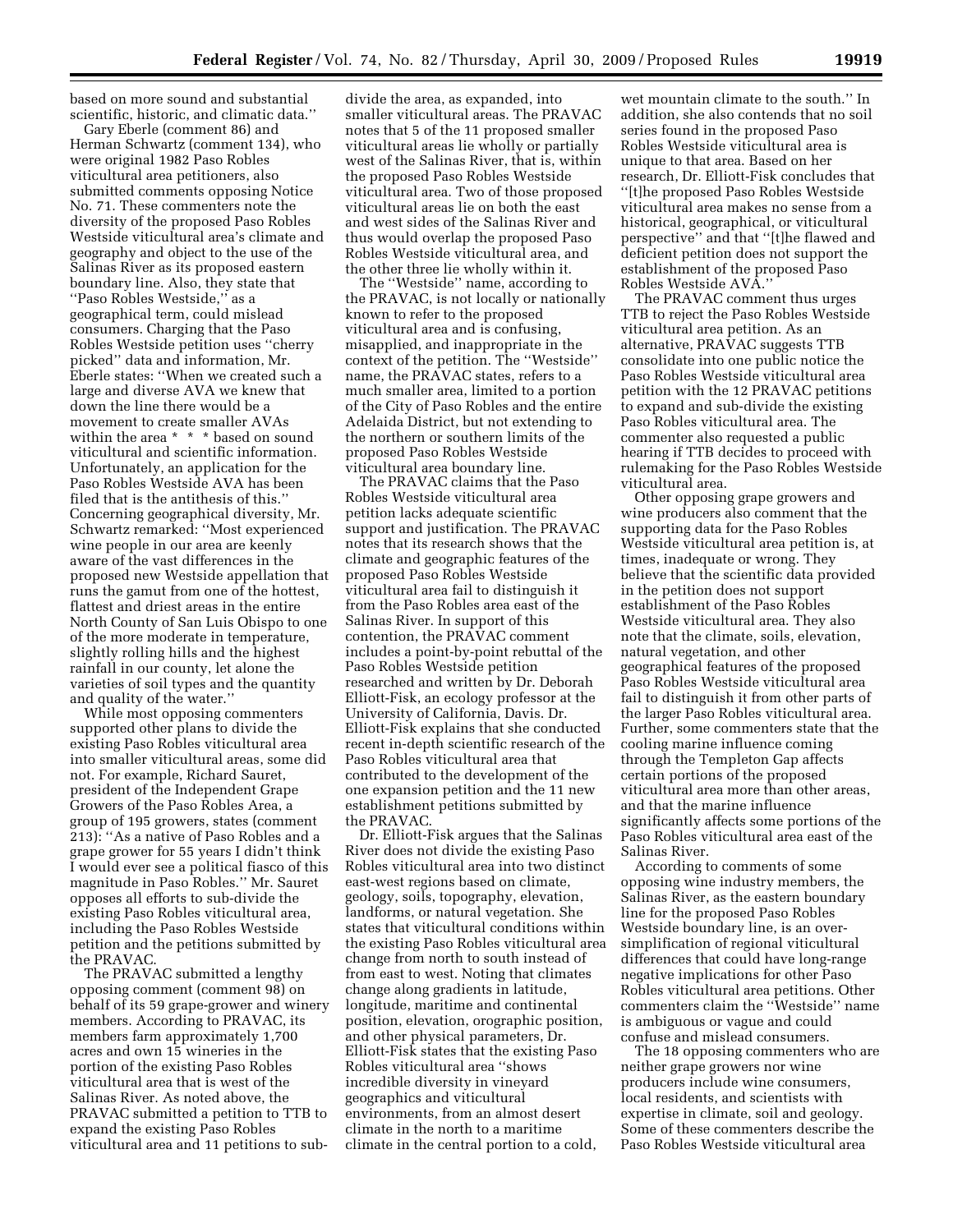based on more sound and substantial scientific, historic, and climatic data.''

Gary Eberle (comment 86) and Herman Schwartz (comment 134), who were original 1982 Paso Robles viticultural area petitioners, also submitted comments opposing Notice No. 71. These commenters note the diversity of the proposed Paso Robles Westside viticultural area's climate and geography and object to the use of the Salinas River as its proposed eastern boundary line. Also, they state that ''Paso Robles Westside,'' as a geographical term, could mislead consumers. Charging that the Paso Robles Westside petition uses ''cherry picked'' data and information, Mr. Eberle states: ''When we created such a large and diverse AVA we knew that down the line there would be a movement to create smaller AVAs within the area * * * based on sound viticultural and scientific information. Unfortunately, an application for the Paso Robles Westside AVA has been filed that is the antithesis of this.'' Concerning geographical diversity, Mr. Schwartz remarked: ''Most experienced wine people in our area are keenly aware of the vast differences in the proposed new Westside appellation that runs the gamut from one of the hottest, flattest and driest areas in the entire North County of San Luis Obispo to one of the more moderate in temperature, slightly rolling hills and the highest rainfall in our county, let alone the varieties of soil types and the quantity and quality of the water.''

While most opposing commenters supported other plans to divide the existing Paso Robles viticultural area into smaller viticultural areas, some did not. For example, Richard Sauret, president of the Independent Grape Growers of the Paso Robles Area, a group of 195 growers, states (comment 213): ''As a native of Paso Robles and a grape grower for 55 years I didn't think I would ever see a political fiasco of this magnitude in Paso Robles.'' Mr. Sauret opposes all efforts to sub-divide the existing Paso Robles viticultural area, including the Paso Robles Westside petition and the petitions submitted by the PRAVAC.

The PRAVAC submitted a lengthy opposing comment (comment 98) on behalf of its 59 grape-grower and winery members. According to PRAVAC, its members farm approximately 1,700 acres and own 15 wineries in the portion of the existing Paso Robles viticultural area that is west of the Salinas River. As noted above, the PRAVAC submitted a petition to TTB to expand the existing Paso Robles viticultural area and 11 petitions to sub-divide the area, as expanded, into smaller viticultural areas. The PRAVAC notes that 5 of the 11 proposed smaller viticultural areas lie wholly or partially west of the Salinas River, that is, within the proposed Paso Robles Westside viticultural area. Two of those proposed viticultural areas lie on both the east and west sides of the Salinas River and thus would overlap the proposed Paso Robles Westside viticultural area, and the other three lie wholly within it.

The ''Westside'' name, according to the PRAVAC, is not locally or nationally known to refer to the proposed viticultural area and is confusing, misapplied, and inappropriate in the context of the petition. The ''Westside'' name, the PRAVAC states, refers to a much smaller area, limited to a portion of the City of Paso Robles and the entire Adelaida District, but not extending to the northern or southern limits of the proposed Paso Robles Westside viticultural area boundary line.

The PRAVAC claims that the Paso Robles Westside viticultural area petition lacks adequate scientific support and justification. The PRAVAC notes that its research shows that the climate and geographic features of the proposed Paso Robles Westside viticultural area fail to distinguish it from the Paso Robles area east of the Salinas River. In support of this contention, the PRAVAC comment includes a point-by-point rebuttal of the Paso Robles Westside petition researched and written by Dr. Deborah Elliott-Fisk, an ecology professor at the University of California, Davis. Dr. Elliott-Fisk explains that she conducted recent in-depth scientific research of the Paso Robles viticultural area that contributed to the development of the one expansion petition and the 11 new establishment petitions submitted by the PRAVAC.

Dr. Elliott-Fisk argues that the Salinas River does not divide the existing Paso Robles viticultural area into two distinct east-west regions based on climate, geology, soils, topography, elevation, landforms, or natural vegetation. She states that viticultural conditions within the existing Paso Robles viticultural area change from north to south instead of from east to west. Noting that climates change along gradients in latitude, longitude, maritime and continental position, elevation, orographic position, and other physical parameters, Dr. Elliott-Fisk states that the existing Paso Robles viticultural area ''shows incredible diversity in vineyard geographics and viticultural environments, from an almost desert climate in the north to a maritime climate in the central portion to a cold, wet mountain climate to the south.'' In addition, she also contends that no soil series found in the proposed Paso Robles Westside viticultural area is unique to that area. Based on her research, Dr. Elliott-Fisk concludes that ''[t]he proposed Paso Robles Westside viticultural area makes no sense from a historical, geographical, or viticultural perspective'' and that ''[t]he flawed and deficient petition does not support the establishment of the proposed Paso Robles Westside AVA.''

The PRAVAC comment thus urges TTB to reject the Paso Robles Westside viticultural area petition. As an alternative, PRAVAC suggests TTB consolidate into one public notice the Paso Robles Westside viticultural area petition with the 12 PRAVAC petitions to expand and sub-divide the existing Paso Robles viticultural area. The commenter also requested a public hearing if TTB decides to proceed with rulemaking for the Paso Robles Westside viticultural area.

Other opposing grape growers and wine producers also comment that the supporting data for the Paso Robles Westside viticultural area petition is, at times, inadequate or wrong. They believe that the scientific data provided in the petition does not support establishment of the Paso Robles Westside viticultural area. They also note that the climate, soils, elevation, natural vegetation, and other geographical features of the proposed Paso Robles Westside viticultural area fail to distinguish it from other parts of the larger Paso Robles viticultural area. Further, some commenters state that the cooling marine influence coming through the Templeton Gap affects certain portions of the proposed viticultural area more than other areas, and that the marine influence significantly affects some portions of the Paso Robles viticultural area east of the Salinas River.

According to comments of some opposing wine industry members, the Salinas River, as the eastern boundary line for the proposed Paso Robles Westside boundary line, is an over-simplification of regional viticultural differences that could have long-range negative implications for other Paso Robles viticultural area petitions. Other commenters claim the ''Westside'' name is ambiguous or vague and could confuse and mislead consumers.

The 18 opposing commenters who are neither grape growers nor wine producers include wine consumers, local residents, and scientists with expertise in climate, soil and geology. Some of these commenters describe the Paso Robles Westside viticultural area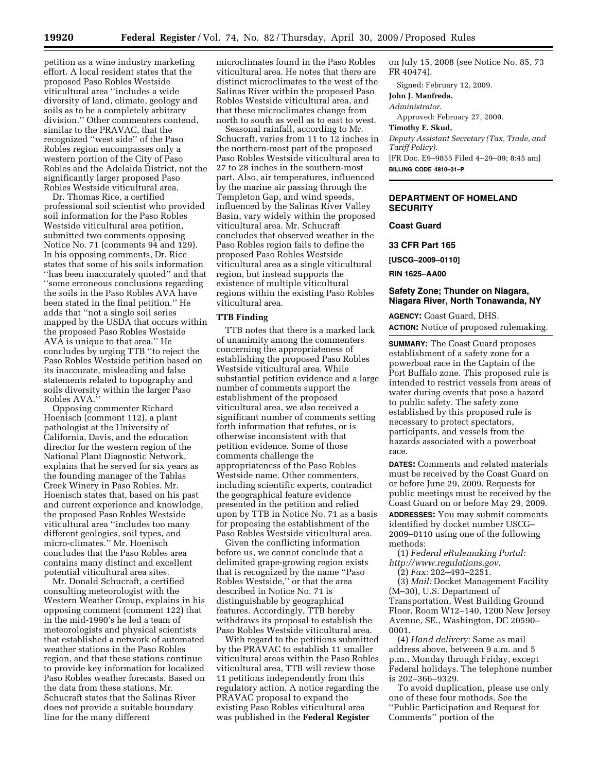petition as a wine industry marketing effort. A local resident states that the proposed Paso Robles Westside viticultural area ''includes a wide diversity of land, climate, geology and soils as to be a completely arbitrary division.'' Other commenters contend, similar to the PRAVAC, that the recognized ''west side'' of the Paso Robles region encompasses only a western portion of the City of Paso Robles and the Adelaida District, not the significantly larger proposed Paso Robles Westside viticultural area.

Dr. Thomas Rice, a certified professional soil scientist who provided soil information for the Paso Robles Westside viticultural area petition, submitted two comments opposing Notice No. 71 (comments 94 and 129). In his opposing comments, Dr. Rice states that some of his soils information ''has been inaccurately quoted'' and that ''some erroneous conclusions regarding the soils in the Paso Robles AVA have been stated in the final petition.'' He adds that ''not a single soil series mapped by the USDA that occurs within the proposed Paso Robles Westside AVA is unique to that area.'' He concludes by urging TTB ''to reject the Paso Robles Westside petition based on its inaccurate, misleading and false statements related to topography and soils diversity within the larger Paso Robles AVA.''

Opposing commenter Richard Hoenisch (comment 112), a plant pathologist at the University of California, Davis, and the education director for the western region of the National Plant Diagnostic Network, explains that he served for six years as the founding manager of the Tablas Creek Winery in Paso Robles. Mr. Hoenisch states that, based on his past and current experience and knowledge, the proposed Paso Robles Westside viticultural area ''includes too many different geologies, soil types, and micro-climates.'' Mr. Hoenisch concludes that the Paso Robles area contains many distinct and excellent potential viticultural area sites.

Mr. Donald Schucraft, a certified consulting meteorologist with the Western Weather Group, explains in his opposing comment (comment 122) that in the mid-1990's he led a team of meteorologists and physical scientists that established a network of automated weather stations in the Paso Robles region, and that these stations continue to provide key information for localized Paso Robles weather forecasts. Based on the data from these stations, Mr. Schucraft states that the Salinas River does not provide a suitable boundary line for the many different microclimates found in the Paso Robles viticultural area. He notes that there are distinct microclimates to the west of the Salinas River within the proposed Paso Robles Westside viticultural area, and that these microclimates change from north to south as well as to east to west.

Seasonal rainfall, according to Mr. Schucraft, varies from 11 to 12 inches in the northern-most part of the proposed Paso Robles Westside viticultural area to 27 to 28 inches in the southern-most part. Also, air temperatures, influenced by the marine air passing through the Templeton Gap, and wind speeds, influenced by the Salinas River Valley Basin, vary widely within the proposed viticultural area. Mr. Schucraft concludes that observed weather in the Paso Robles region fails to define the proposed Paso Robles Westside viticultural area as a single viticultural region, but instead supports the existence of multiple viticultural regions within the existing Paso Robles viticultural area.

**TTB Finding**

TTB notes that there is a marked lack of unanimity among the commenters concerning the appropriateness of establishing the proposed Paso Robles Westside viticultural area. While substantial petition evidence and a large number of comments support the establishment of the proposed viticultural area, we also received a significant number of comments setting forth information that refutes, or is otherwise inconsistent with that petition evidence. Some of those comments challenge the appropriateness of the Paso Robles Westside name. Other commenters, including scientific experts, contradict the geographical feature evidence presented in the petition and relied upon by TTB in Notice No. 71 as a basis for proposing the establishment of the Paso Robles Westside viticultural area.

Given the conflicting information before us, we cannot conclude that a delimited grape-growing region exists that is recognized by the name ''Paso Robles Westside,'' or that the area described in Notice No. 71 is distinguishable by geographical features. Accordingly, TTB hereby withdraws its proposal to establish the Paso Robles Westside viticultural area.

With regard to the petitions submitted by the PRAVAC to establish 11 smaller viticultural areas within the Paso Robles viticultural area, TTB will review those 11 petitions independently from this regulatory action. A notice regarding the PRAVAC proposal to expand the existing Paso Robles viticultural area was published in the **Federal Register** on July 15, 2008 (see Notice No. 85, 73 FR 40474).

Signed: February 12, 2009.

**John J. Manfreda,**

*Administrator.*

Approved: February 27, 2009.

**Timothy E. Skud,**

*Deputy Assistant Secretary (Tax, Trade, and Tariff Policy).*

[FR Doc. E9–9855 Filed 4–29–09; 8:45 am]

**BILLING CODE 4810–31–P**

---

**DEPARTMENT OF HOMELAND SECURITY**

**Coast Guard**

**33 CFR Part 165**

**[USCG–2009–0110]**

**RIN 1625–AA00**

## Safety Zone; Thunder on Niagara, Niagara River, North Tonawanda, NY

**AGENCY:** Coast Guard, DHS.

**ACTION:** Notice of proposed rulemaking.

**SUMMARY:** The Coast Guard proposes establishment of a safety zone for a powerboat race in the Captain of the Port Buffalo zone. This proposed rule is intended to restrict vessels from areas of water during events that pose a hazard to public safety. The safety zone established by this proposed rule is necessary to protect spectators, participants, and vessels from the hazards associated with a powerboat race.

**DATES:** Comments and related materials must be received by the Coast Guard on or before June 29, 2009. Requests for public meetings must be received by the Coast Guard on or before May 29, 2009.

**ADDRESSES:** You may submit comments identified by docket number USCG–2009–0110 using one of the following methods:

(1) *Federal eRulemaking Portal: http://www.regulations.gov*.

(2) *Fax:* 202–493–2251.

(3) *Mail:* Docket Management Facility (M–30), U.S. Department of Transportation, West Building Ground Floor, Room W12–140, 1200 New Jersey Avenue, SE., Washington, DC 20590–0001.

(4) *Hand delivery:* Same as mail address above, between 9 a.m. and 5 p.m., Monday through Friday, except Federal holidays. The telephone number is 202–366–9329.

To avoid duplication, please use only one of these four methods. See the ''Public Participation and Request for Comments'' portion of the